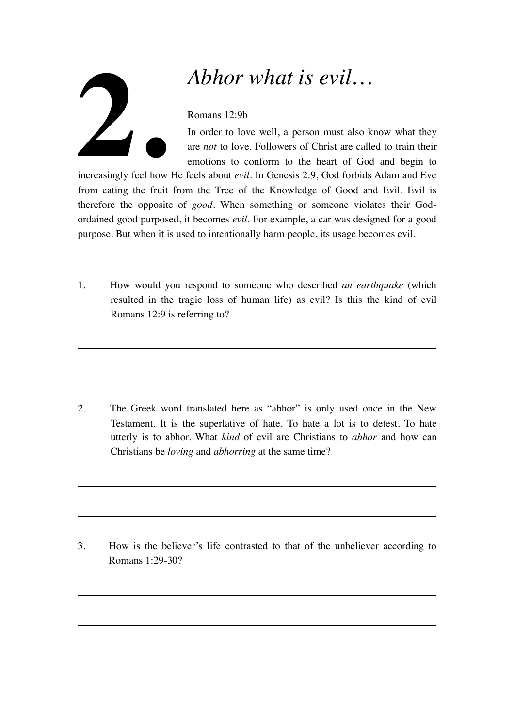# 2. *Abhor what is evil…*

Romans 12:9b

In order to love well, a person must also know what they are *not* to love. Followers of Christ are called to train their emotions to conform to the heart of God and begin to increasingly feel how He feels about *evil*. In Genesis 2:9, God forbids Adam and Eve from eating the fruit from the Tree of the Knowledge of Good and Evil. Evil is therefore the opposite of *good*. When something or someone violates their God-ordained good purposed, it becomes *evil*. For example, a car was designed for a good purpose. But when it is used to intentionally harm people, its usage becomes evil.

1. How would you respond to someone who described *an earthquake* (which resulted in the tragic loss of human life) as evil? Is this the kind of evil Romans 12:9 is referring to?

---

---

2. The Greek word translated here as "abhor" is only used once in the New Testament. It is the superlative of hate. To hate a lot is to detest. To hate utterly is to abhor. What *kind* of evil are Christians to *abhor* and how can Christians be *loving* and *abhorring* at the same time?

---

---

3. How is the believer's life contrasted to that of the unbeliever according to Romans 1:29-30?

---

---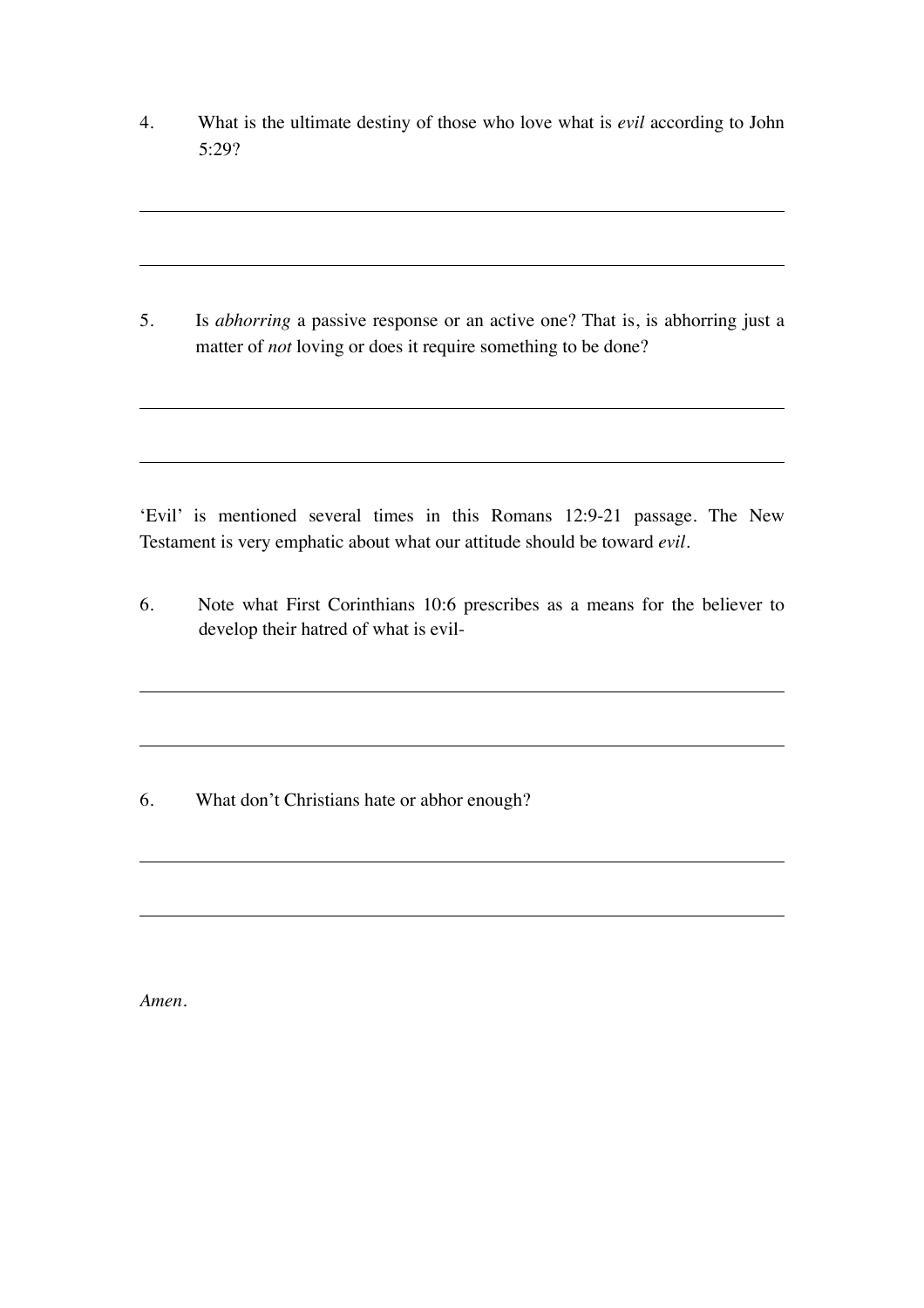4. What is the ultimate destiny of those who love what is *evil* according to John 5:29?

5. Is *abhorring* a passive response or an active one? That is, is abhorring just a matter of *not* loving or does it require something to be done?

'Evil' is mentioned several times in this Romans 12:9-21 passage. The New Testament is very emphatic about what our attitude should be toward *evil*.

6. Note what First Corinthians 10:6 prescribes as a means for the believer to develop their hatred of what is evil-

6. What don't Christians hate or abhor enough?

*Amen*.